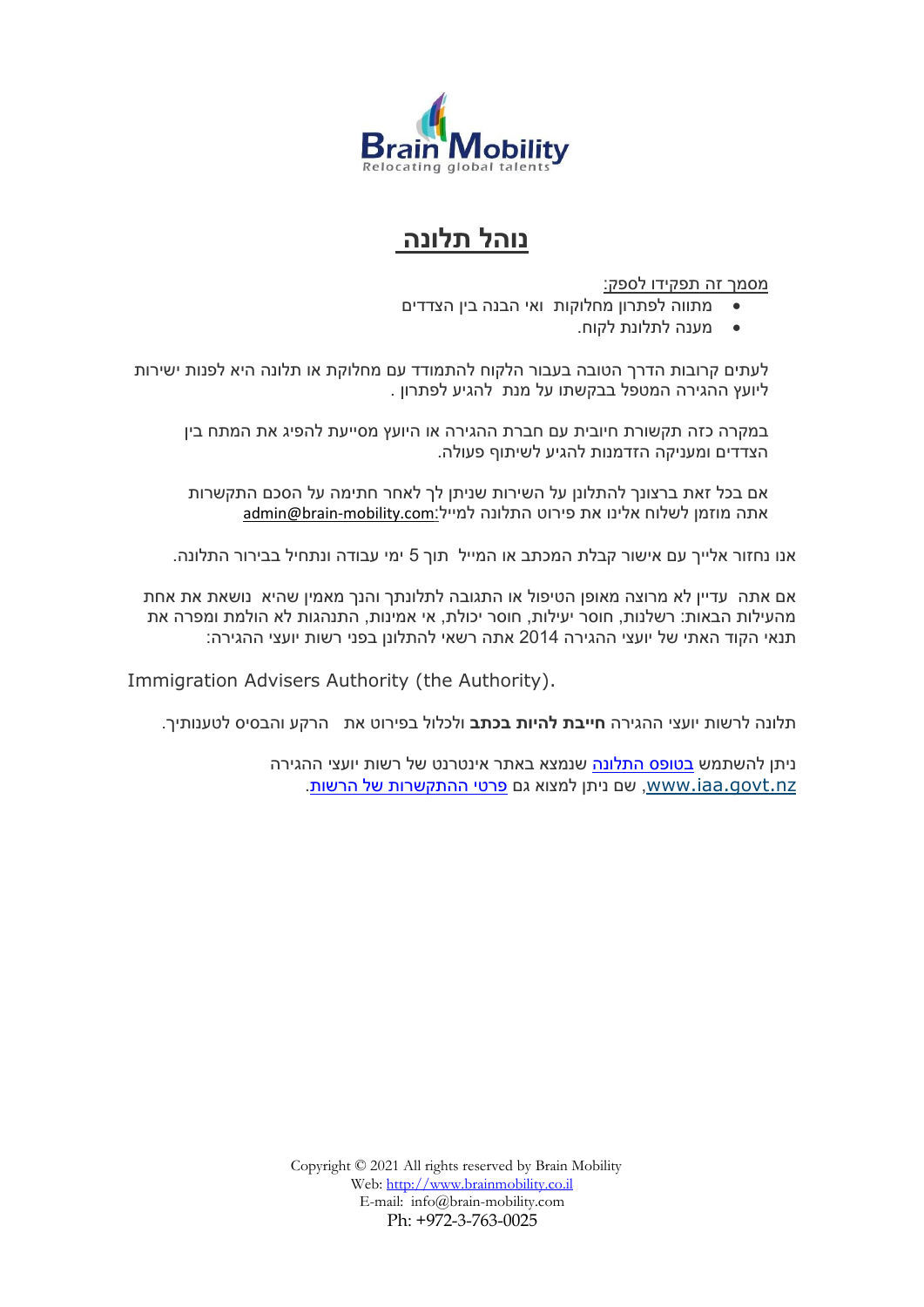Brain Mobility
Relocating global talents

# נוהל תלונה

מסמך זה תפקידו לספק:

- מתווה לפתרון מחלוקות ואי הבנה בין הצדדים
- מענה לתלונת לקוח.

לעתים קרובות הדרך הטובה בעבור הלקוח להתמודד עם מחלוקת או תלונה היא לפנות ישירות ליועץ ההגירה המטפל בבקשתו על מנת להגיע לפתרון .

במקרה כזה תקשורת חיובית עם חברת ההגירה או היועץ מסייעת להפיג את המתח בין הצדדים ומעניקה הזדמנות להגיע לשיתוף פעולה.

אם בכל זאת ברצונך להתלונן על השירות שניתן לך לאחר חתימה על הסכם התקשרות אתה מוזמן לשלוח אלינו את פירוט התלונה למייל:admin@brain-mobility.com

אנו נחזור אלייך עם אישור קבלת המכתב או המייל תוך 5 ימי עבודה ונתחיל בבירור התלונה.

אם אתה עדיין לא מרוצה מאופן הטיפול או התגובה לתלונתך והנך מאמין שהיא נושאת את אחת מהעילות הבאות: רשלנות, חוסר יעילות, חוסר יכולת, אי אמינות, התנהגות לא הולמת ומפרה את תנאי הקוד האתי של יועצי ההגירה 2014 אתה רשאי להתלונן בפני רשות יועצי ההגירה:

Immigration Advisers Authority (the Authority).

תלונה לרשות יועצי ההגירה **חייבת להיות בכתב** ולכלול בפירוט את הרקע והבסיס לטענותיך.

ניתן להשתמש בטופס התלונה שנמצא באתר אינטרנט של רשות יועצי ההגירה www.iaa.govt.nz, שם ניתן למצוא גם פרטי ההתקשרות של הרשות.

Copyright © 2021 All rights reserved by Brain Mobility
Web: http://www.brainmobility.co.il
E-mail: info@brain-mobility.com
Ph: +972-3-763-0025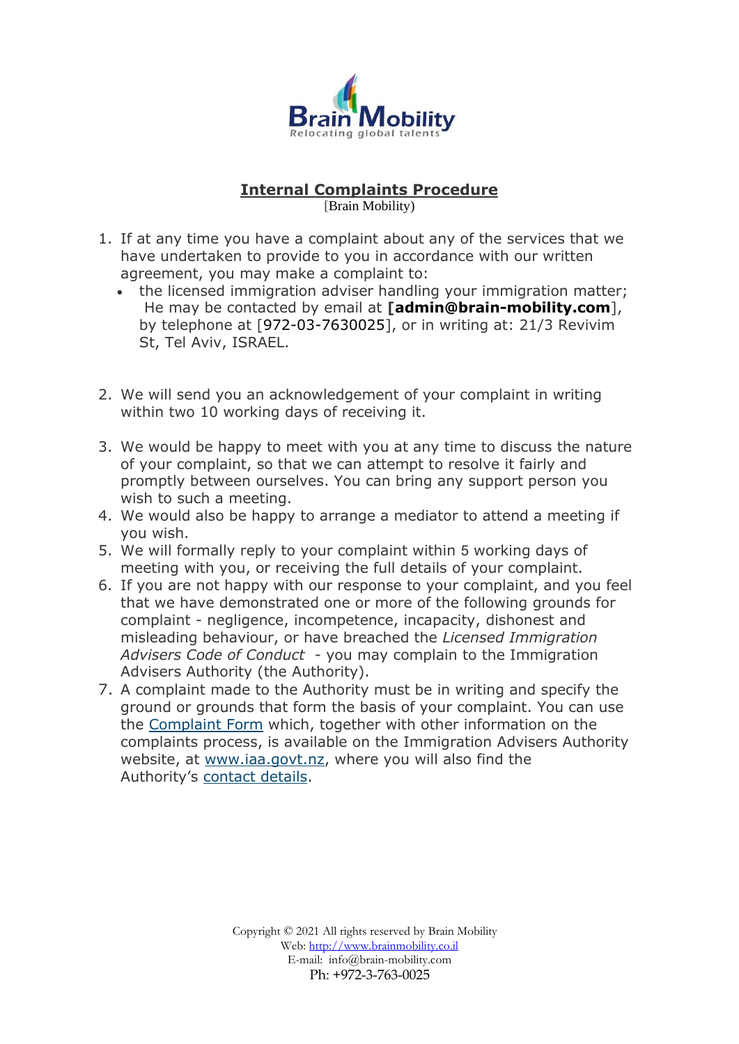## Internal Complaints Procedure

[Brain Mobility)

1. If at any time you have a complaint about any of the services that we have undertaken to provide to you in accordance with our written agreement, you may make a complaint to:
   - the licensed immigration adviser handling your immigration matter; He may be contacted by email at [**admin@brain-mobility.com**], by telephone at [972-03-7630025], or in writing at: 21/3 Revivim St, Tel Aviv, ISRAEL.

2. We will send you an acknowledgement of your complaint in writing within two 10 working days of receiving it.

3. We would be happy to meet with you at any time to discuss the nature of your complaint, so that we can attempt to resolve it fairly and promptly between ourselves. You can bring any support person you wish to such a meeting.
4. We would also be happy to arrange a mediator to attend a meeting if you wish.
5. We will formally reply to your complaint within 5 working days of meeting with you, or receiving the full details of your complaint.
6. If you are not happy with our response to your complaint, and you feel that we have demonstrated one or more of the following grounds for complaint - negligence, incompetence, incapacity, dishonest and misleading behaviour, or have breached the *Licensed Immigration Advisers Code of Conduct* - you may complain to the Immigration Advisers Authority (the Authority).
7. A complaint made to the Authority must be in writing and specify the ground or grounds that form the basis of your complaint. You can use the Complaint Form which, together with other information on the complaints process, is available on the Immigration Advisers Authority website, at www.iaa.govt.nz, where you will also find the Authority's contact details.

Copyright © 2021 All rights reserved by Brain Mobility
Web: http://www.brainmobility.co.il
E-mail: info@brain-mobility.com
Ph: +972-3-763-0025